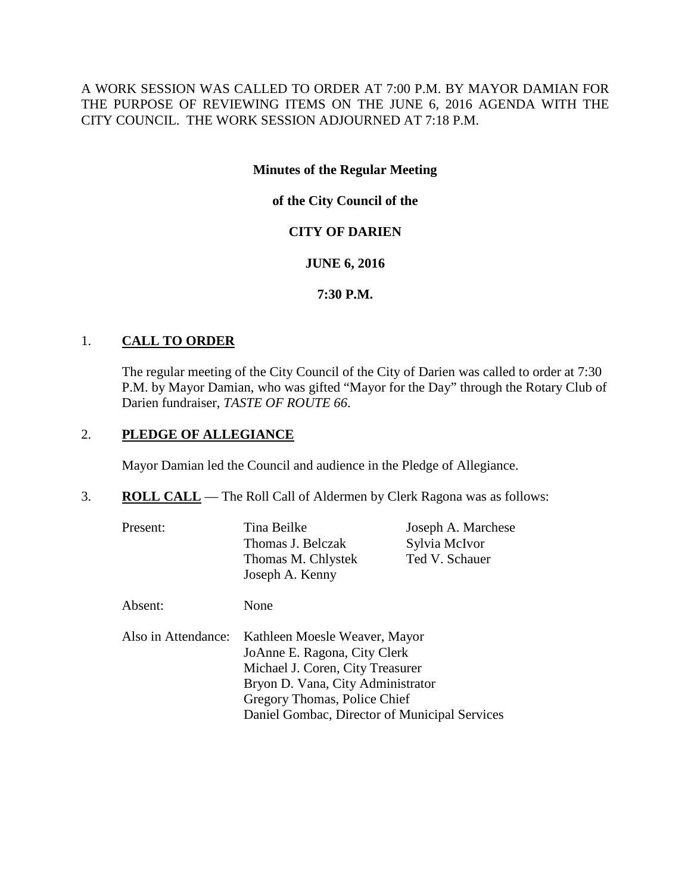A WORK SESSION WAS CALLED TO ORDER AT 7:00 P.M. BY MAYOR DAMIAN FOR THE PURPOSE OF REVIEWING ITEMS ON THE JUNE 6, 2016 AGENDA WITH THE CITY COUNCIL. THE WORK SESSION ADJOURNED AT 7:18 P.M.

**Minutes of the Regular Meeting**

**of the City Council of the**

**CITY OF DARIEN**

**JUNE 6, 2016**

**7:30 P.M.**

1. **CALL TO ORDER**

   The regular meeting of the City Council of the City of Darien was called to order at 7:30 P.M. by Mayor Damian, who was gifted "Mayor for the Day" through the Rotary Club of Darien fundraiser, *TASTE OF ROUTE 66*.

2. **PLEDGE OF ALLEGIANCE**

   Mayor Damian led the Council and audience in the Pledge of Allegiance.

3. **ROLL CALL** — The Roll Call of Aldermen by Clerk Ragona was as follows:

   Present:
   - Tina Beilke
   - Thomas J. Belczak
   - Thomas M. Chlystek
   - Joseph A. Kenny
   - Joseph A. Marchese
   - Sylvia McIvor
   - Ted V. Schauer

   Absent: None

   Also in Attendance:
   - Kathleen Moesle Weaver, Mayor
   - JoAnne E. Ragona, City Clerk
   - Michael J. Coren, City Treasurer
   - Bryon D. Vana, City Administrator
   - Gregory Thomas, Police Chief
   - Daniel Gombac, Director of Municipal Services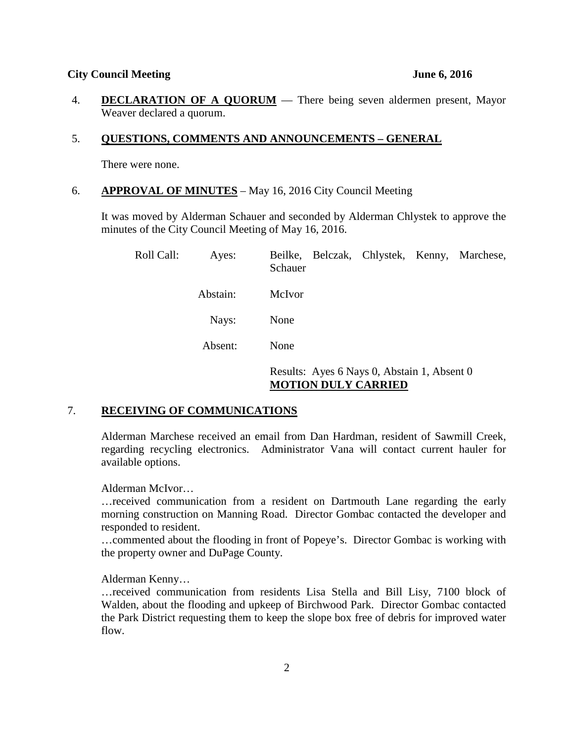4. **DECLARATION OF A QUORUM** — There being seven aldermen present, Mayor Weaver declared a quorum.

5. **QUESTIONS, COMMENTS AND ANNOUNCEMENTS – GENERAL**

   There were none.

6. **APPROVAL OF MINUTES** – May 16, 2016 City Council Meeting

   It was moved by Alderman Schauer and seconded by Alderman Chlystek to approve the minutes of the City Council Meeting of May 16, 2016.

   | | | |
   |---|---|---|
   | Roll Call: | Ayes: | Beilke, Belczak, Chlystek, Kenny, Marchese, Schauer |
   | | Abstain: | McIvor |
   | | Nays: | None |
   | | Absent: | None |

   Results: Ayes 6 Nays 0, Abstain 1, Absent 0
   **MOTION DULY CARRIED**

7. **RECEIVING OF COMMUNICATIONS**

   Alderman Marchese received an email from Dan Hardman, resident of Sawmill Creek, regarding recycling electronics. Administrator Vana will contact current hauler for available options.

   Alderman McIvor…
   …received communication from a resident on Dartmouth Lane regarding the early morning construction on Manning Road. Director Gombac contacted the developer and responded to resident.
   …commented about the flooding in front of Popeye's. Director Gombac is working with the property owner and DuPage County.

   Alderman Kenny…
   …received communication from residents Lisa Stella and Bill Lisy, 7100 block of Walden, about the flooding and upkeep of Birchwood Park. Director Gombac contacted the Park District requesting them to keep the slope box free of debris for improved water flow.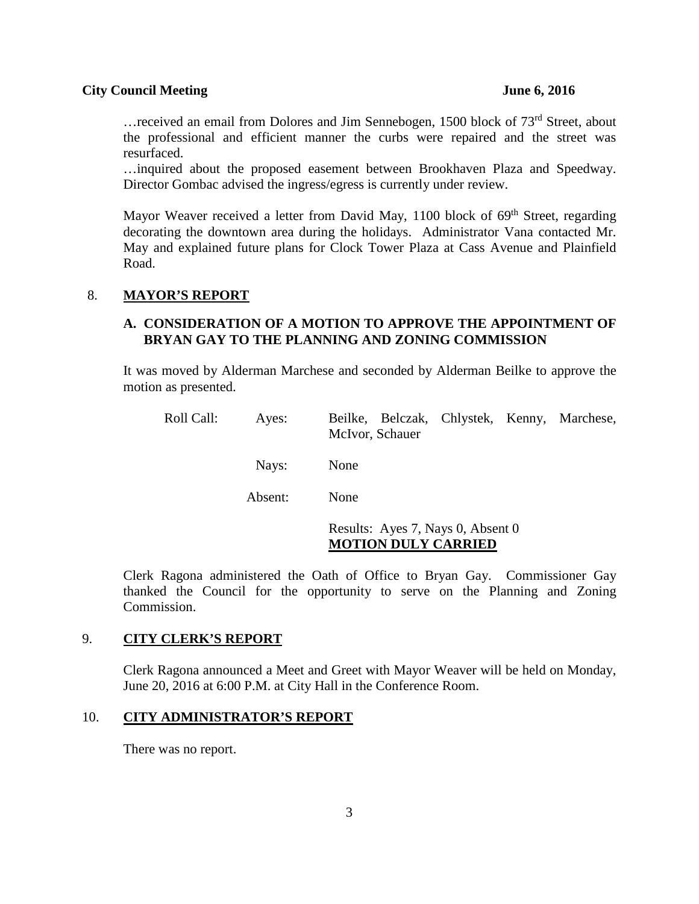…received an email from Dolores and Jim Sennebogen, 1500 block of 73rd Street, about the professional and efficient manner the curbs were repaired and the street was resurfaced.

…inquired about the proposed easement between Brookhaven Plaza and Speedway. Director Gombac advised the ingress/egress is currently under review.

Mayor Weaver received a letter from David May, 1100 block of 69th Street, regarding decorating the downtown area during the holidays. Administrator Vana contacted Mr. May and explained future plans for Clock Tower Plaza at Cass Avenue and Plainfield Road.

## 8. MAYOR'S REPORT

### A. CONSIDERATION OF A MOTION TO APPROVE THE APPOINTMENT OF BRYAN GAY TO THE PLANNING AND ZONING COMMISSION

It was moved by Alderman Marchese and seconded by Alderman Beilke to approve the motion as presented.

| Roll Call: | Ayes: | Beilke, Belczak, Chlystek, Kenny, Marchese, McIvor, Schauer |
|---|---|---|
| | Nays: | None |
| | Absent: | None |

Results: Ayes 7, Nays 0, Absent 0
**MOTION DULY CARRIED**

Clerk Ragona administered the Oath of Office to Bryan Gay. Commissioner Gay thanked the Council for the opportunity to serve on the Planning and Zoning Commission.

## 9. CITY CLERK'S REPORT

Clerk Ragona announced a Meet and Greet with Mayor Weaver will be held on Monday, June 20, 2016 at 6:00 P.M. at City Hall in the Conference Room.

## 10. CITY ADMINISTRATOR'S REPORT

There was no report.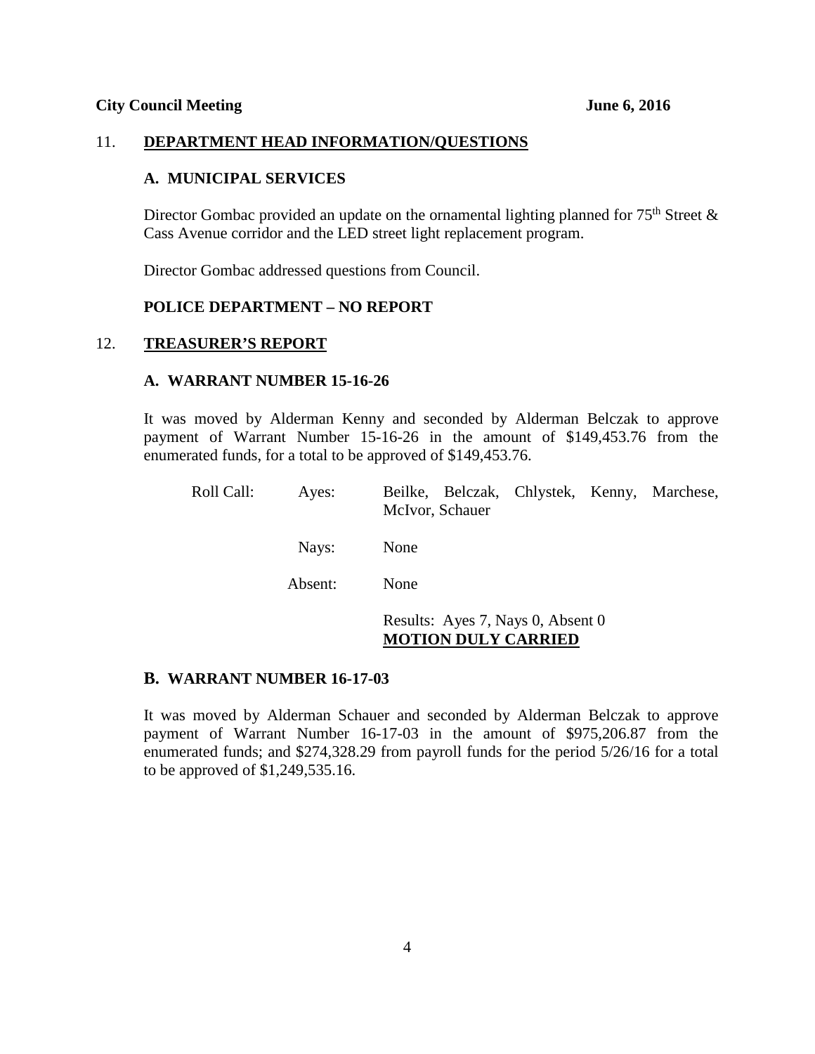## 11. DEPARTMENT HEAD INFORMATION/QUESTIONS

### A. MUNICIPAL SERVICES

Director Gombac provided an update on the ornamental lighting planned for 75th Street & Cass Avenue corridor and the LED street light replacement program.

Director Gombac addressed questions from Council.

### POLICE DEPARTMENT – NO REPORT

## 12. TREASURER'S REPORT

### A. WARRANT NUMBER 15-16-26

It was moved by Alderman Kenny and seconded by Alderman Belczak to approve payment of Warrant Number 15-16-26 in the amount of $149,453.76 from the enumerated funds, for a total to be approved of $149,453.76.

Roll Call: Ayes: Beilke, Belczak, Chlystek, Kenny, Marchese, McIvor, Schauer

Nays: None

Absent: None

Results: Ayes 7, Nays 0, Absent 0
**MOTION DULY CARRIED**

### B. WARRANT NUMBER 16-17-03

It was moved by Alderman Schauer and seconded by Alderman Belczak to approve payment of Warrant Number 16-17-03 in the amount of $975,206.87 from the enumerated funds; and $274,328.29 from payroll funds for the period 5/26/16 for a total to be approved of $1,249,535.16.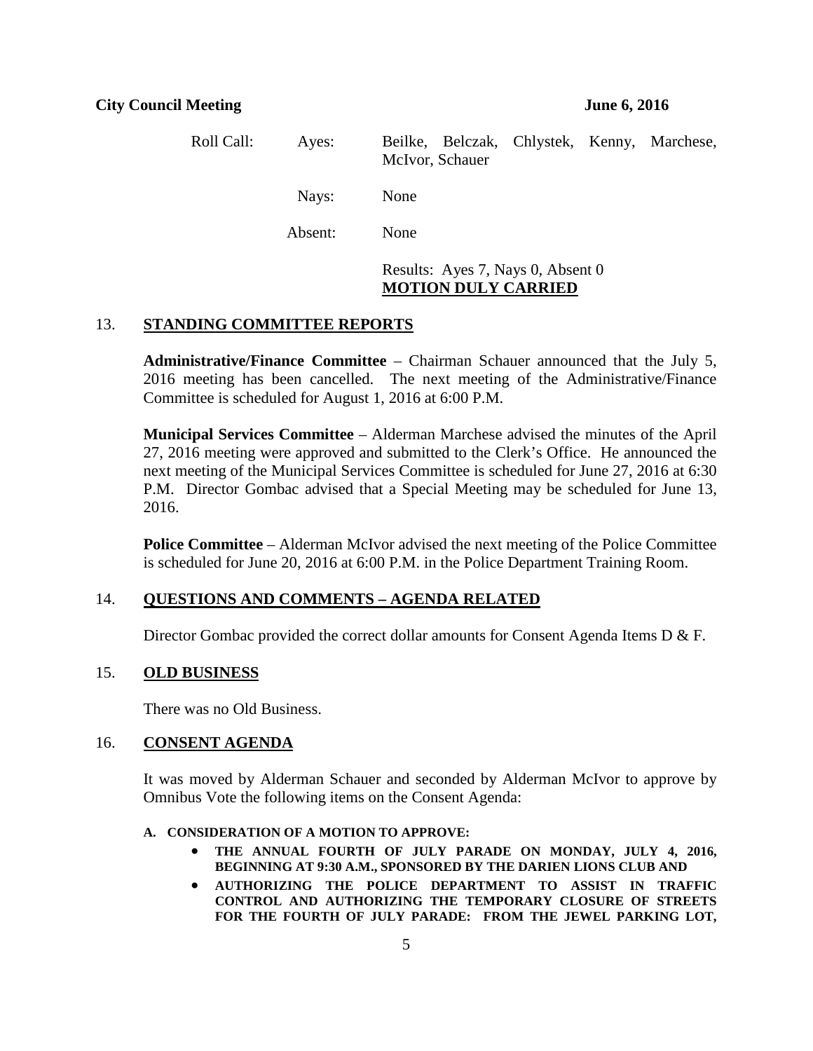Roll Call: Ayes: Beilke, Belczak, Chlystek, Kenny, Marchese, McIvor, Schauer

Nays: None

Absent: None

Results: Ayes 7, Nays 0, Absent 0
**MOTION DULY CARRIED**

## 13. STANDING COMMITTEE REPORTS

**Administrative/Finance Committee** – Chairman Schauer announced that the July 5, 2016 meeting has been cancelled. The next meeting of the Administrative/Finance Committee is scheduled for August 1, 2016 at 6:00 P.M.

**Municipal Services Committee** – Alderman Marchese advised the minutes of the April 27, 2016 meeting were approved and submitted to the Clerk's Office. He announced the next meeting of the Municipal Services Committee is scheduled for June 27, 2016 at 6:30 P.M. Director Gombac advised that a Special Meeting may be scheduled for June 13, 2016.

**Police Committee** – Alderman McIvor advised the next meeting of the Police Committee is scheduled for June 20, 2016 at 6:00 P.M. in the Police Department Training Room.

## 14. QUESTIONS AND COMMENTS – AGENDA RELATED

Director Gombac provided the correct dollar amounts for Consent Agenda Items D & F.

## 15. OLD BUSINESS

There was no Old Business.

## 16. CONSENT AGENDA

It was moved by Alderman Schauer and seconded by Alderman McIvor to approve by Omnibus Vote the following items on the Consent Agenda:

**A. CONSIDERATION OF A MOTION TO APPROVE:**

- **THE ANNUAL FOURTH OF JULY PARADE ON MONDAY, JULY 4, 2016, BEGINNING AT 9:30 A.M., SPONSORED BY THE DARIEN LIONS CLUB AND**
- **AUTHORIZING THE POLICE DEPARTMENT TO ASSIST IN TRAFFIC CONTROL AND AUTHORIZING THE TEMPORARY CLOSURE OF STREETS FOR THE FOURTH OF JULY PARADE: FROM THE JEWEL PARKING LOT,**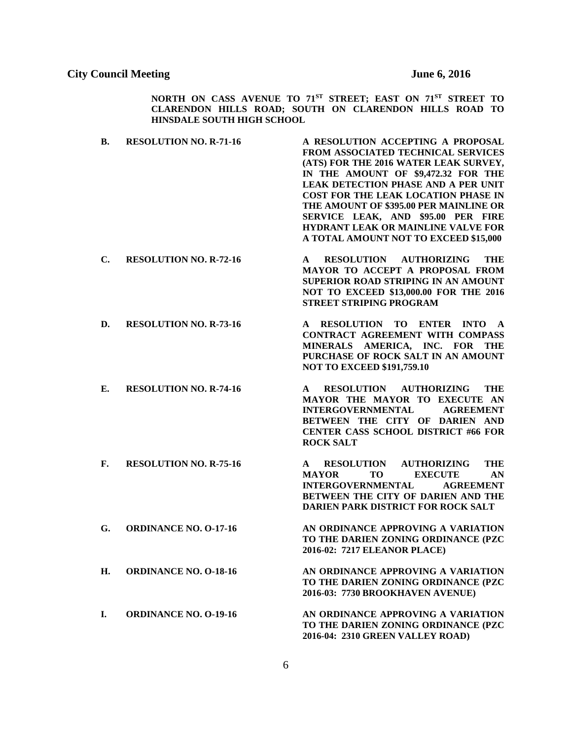**NORTH ON CASS AVENUE TO 71ST STREET; EAST ON 71ST STREET TO CLARENDON HILLS ROAD; SOUTH ON CLARENDON HILLS ROAD TO HINSDALE SOUTH HIGH SCHOOL**

**B. RESOLUTION NO. R-71-16** — **A RESOLUTION ACCEPTING A PROPOSAL FROM ASSOCIATED TECHNICAL SERVICES (ATS) FOR THE 2016 WATER LEAK SURVEY, IN THE AMOUNT OF $9,472.32 FOR THE LEAK DETECTION PHASE AND A PER UNIT COST FOR THE LEAK LOCATION PHASE IN THE AMOUNT OF $395.00 PER MAINLINE OR SERVICE LEAK, AND $95.00 PER FIRE HYDRANT LEAK OR MAINLINE VALVE FOR A TOTAL AMOUNT NOT TO EXCEED $15,000**

**C. RESOLUTION NO. R-72-16** — **A RESOLUTION AUTHORIZING THE MAYOR TO ACCEPT A PROPOSAL FROM SUPERIOR ROAD STRIPING IN AN AMOUNT NOT TO EXCEED $13,000.00 FOR THE 2016 STREET STRIPING PROGRAM**

**D. RESOLUTION NO. R-73-16** — **A RESOLUTION TO ENTER INTO A CONTRACT AGREEMENT WITH COMPASS MINERALS AMERICA, INC. FOR THE PURCHASE OF ROCK SALT IN AN AMOUNT NOT TO EXCEED $191,759.10**

**E. RESOLUTION NO. R-74-16** — **A RESOLUTION AUTHORIZING THE MAYOR THE MAYOR TO EXECUTE AN INTERGOVERNMENTAL AGREEMENT BETWEEN THE CITY OF DARIEN AND CENTER CASS SCHOOL DISTRICT #66 FOR ROCK SALT**

**F. RESOLUTION NO. R-75-16** — **A RESOLUTION AUTHORIZING THE MAYOR TO EXECUTE AN INTERGOVERNMENTAL AGREEMENT BETWEEN THE CITY OF DARIEN AND THE DARIEN PARK DISTRICT FOR ROCK SALT**

**G. ORDINANCE NO. O-17-16** — **AN ORDINANCE APPROVING A VARIATION TO THE DARIEN ZONING ORDINANCE (PZC 2016-02: 7217 ELEANOR PLACE)**

**H. ORDINANCE NO. O-18-16** — **AN ORDINANCE APPROVING A VARIATION TO THE DARIEN ZONING ORDINANCE (PZC 2016-03: 7730 BROOKHAVEN AVENUE)**

**I. ORDINANCE NO. O-19-16** — **AN ORDINANCE APPROVING A VARIATION TO THE DARIEN ZONING ORDINANCE (PZC 2016-04: 2310 GREEN VALLEY ROAD)**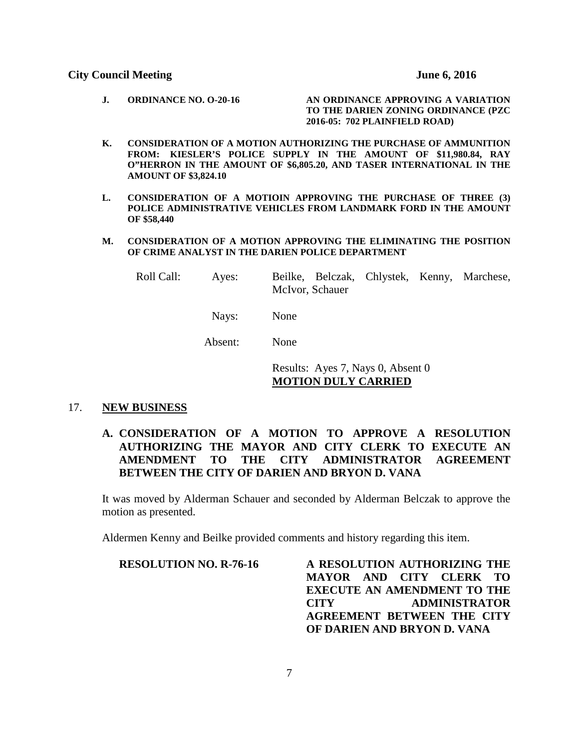**J. ORDINANCE NO. O-20-16** **AN ORDINANCE APPROVING A VARIATION TO THE DARIEN ZONING ORDINANCE (PZC 2016-05: 702 PLAINFIELD ROAD)**

**K. CONSIDERATION OF A MOTION AUTHORIZING THE PURCHASE OF AMMUNITION FROM: KIESLER'S POLICE SUPPLY IN THE AMOUNT OF $11,980.84, RAY O"HERRON IN THE AMOUNT OF $6,805.20, AND TASER INTERNATIONAL IN THE AMOUNT OF $3,824.10**

**L. CONSIDERATION OF A MOTIOIN APPROVING THE PURCHASE OF THREE (3) POLICE ADMINISTRATIVE VEHICLES FROM LANDMARK FORD IN THE AMOUNT OF $58,440**

**M. CONSIDERATION OF A MOTION APPROVING THE ELIMINATING THE POSITION OF CRIME ANALYST IN THE DARIEN POLICE DEPARTMENT**

Roll Call: Ayes: Beilke, Belczak, Chlystek, Kenny, Marchese, McIvor, Schauer

Nays: None

Absent: None

Results: Ayes 7, Nays 0, Absent 0
**MOTION DULY CARRIED**

17. **NEW BUSINESS**

**A. CONSIDERATION OF A MOTION TO APPROVE A RESOLUTION AUTHORIZING THE MAYOR AND CITY CLERK TO EXECUTE AN AMENDMENT TO THE CITY ADMINISTRATOR AGREEMENT BETWEEN THE CITY OF DARIEN AND BRYON D. VANA**

It was moved by Alderman Schauer and seconded by Alderman Belczak to approve the motion as presented.

Aldermen Kenny and Beilke provided comments and history regarding this item.

**RESOLUTION NO. R-76-16** **A RESOLUTION AUTHORIZING THE MAYOR AND CITY CLERK TO EXECUTE AN AMENDMENT TO THE CITY ADMINISTRATOR AGREEMENT BETWEEN THE CITY OF DARIEN AND BRYON D. VANA**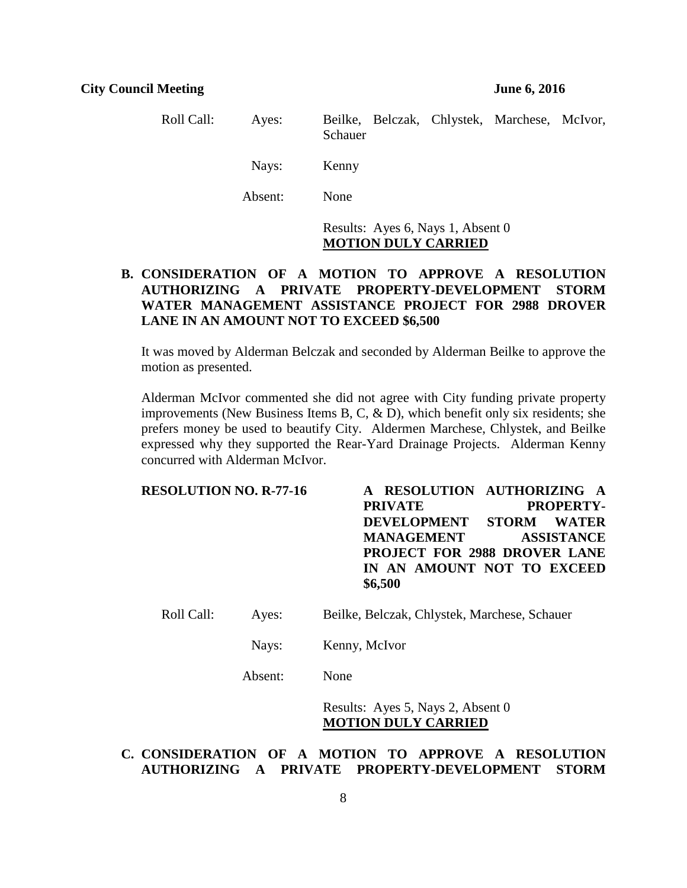Roll Call: Ayes: Beilke, Belczak, Chlystek, Marchese, McIvor, Schauer

Nays: Kenny

Absent: None

Results: Ayes 6, Nays 1, Absent 0
**MOTION DULY CARRIED**

**B. CONSIDERATION OF A MOTION TO APPROVE A RESOLUTION AUTHORIZING A PRIVATE PROPERTY-DEVELOPMENT STORM WATER MANAGEMENT ASSISTANCE PROJECT FOR 2988 DROVER LANE IN AN AMOUNT NOT TO EXCEED $6,500**

It was moved by Alderman Belczak and seconded by Alderman Beilke to approve the motion as presented.

Alderman McIvor commented she did not agree with City funding private property improvements (New Business Items B, C, & D), which benefit only six residents; she prefers money be used to beautify City. Aldermen Marchese, Chlystek, and Beilke expressed why they supported the Rear-Yard Drainage Projects. Alderman Kenny concurred with Alderman McIvor.

**RESOLUTION NO. R-77-16** **A RESOLUTION AUTHORIZING A PRIVATE PROPERTY-DEVELOPMENT STORM WATER MANAGEMENT ASSISTANCE PROJECT FOR 2988 DROVER LANE IN AN AMOUNT NOT TO EXCEED $6,500**

Roll Call: Ayes: Beilke, Belczak, Chlystek, Marchese, Schauer

Nays: Kenny, McIvor

Absent: None

Results: Ayes 5, Nays 2, Absent 0
**MOTION DULY CARRIED**

**C. CONSIDERATION OF A MOTION TO APPROVE A RESOLUTION AUTHORIZING A PRIVATE PROPERTY-DEVELOPMENT STORM**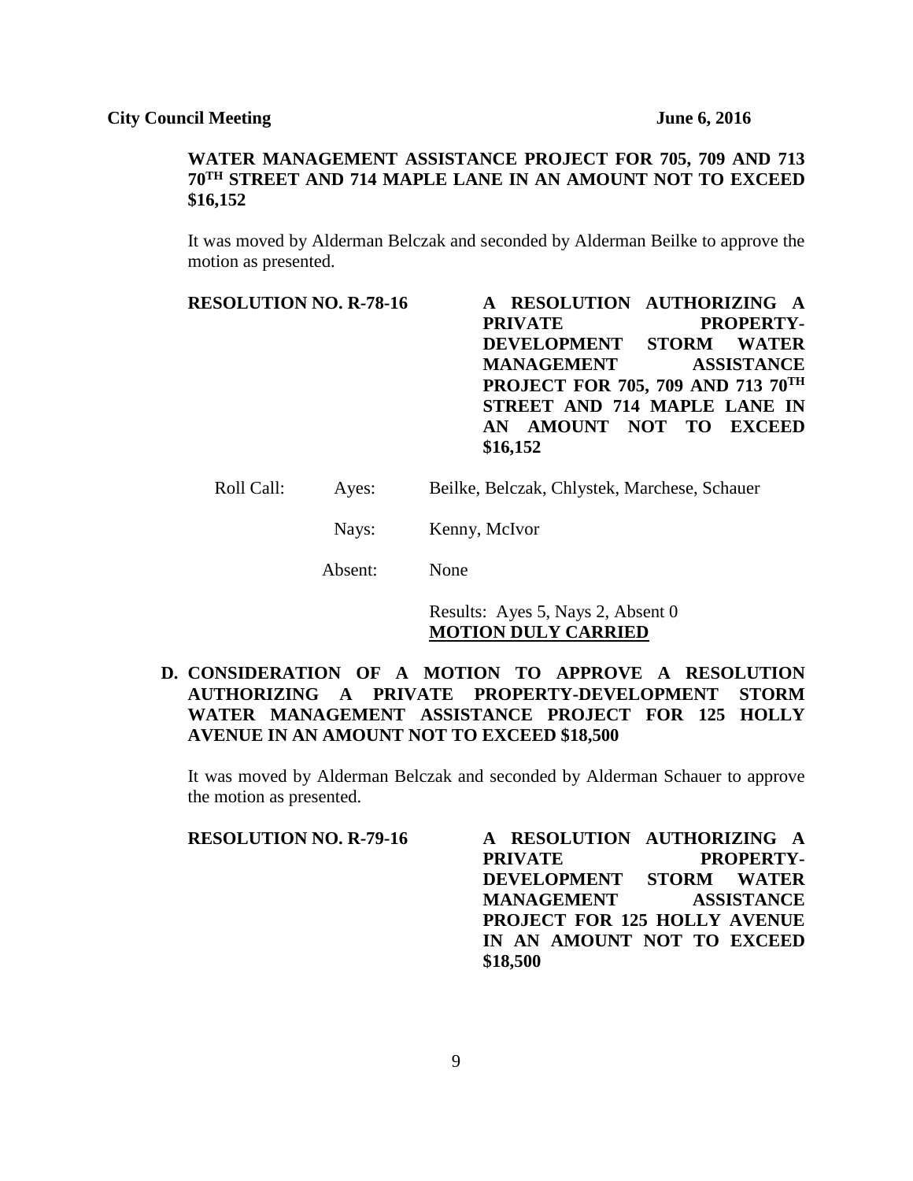**WATER MANAGEMENT ASSISTANCE PROJECT FOR 705, 709 AND 713 70TH STREET AND 714 MAPLE LANE IN AN AMOUNT NOT TO EXCEED $16,152**

It was moved by Alderman Belczak and seconded by Alderman Beilke to approve the motion as presented.

**RESOLUTION NO. R-78-16** **A RESOLUTION AUTHORIZING A PRIVATE PROPERTY-DEVELOPMENT STORM WATER MANAGEMENT ASSISTANCE PROJECT FOR 705, 709 AND 713 70TH STREET AND 714 MAPLE LANE IN AN AMOUNT NOT TO EXCEED $16,152**

Roll Call: Ayes: Beilke, Belczak, Chlystek, Marchese, Schauer

Nays: Kenny, McIvor

Absent: None

Results: Ayes 5, Nays 2, Absent 0
**MOTION DULY CARRIED**

**D. CONSIDERATION OF A MOTION TO APPROVE A RESOLUTION AUTHORIZING A PRIVATE PROPERTY-DEVELOPMENT STORM WATER MANAGEMENT ASSISTANCE PROJECT FOR 125 HOLLY AVENUE IN AN AMOUNT NOT TO EXCEED $18,500**

It was moved by Alderman Belczak and seconded by Alderman Schauer to approve the motion as presented.

**RESOLUTION NO. R-79-16** **A RESOLUTION AUTHORIZING A PRIVATE PROPERTY-DEVELOPMENT STORM WATER MANAGEMENT ASSISTANCE PROJECT FOR 125 HOLLY AVENUE IN AN AMOUNT NOT TO EXCEED $18,500**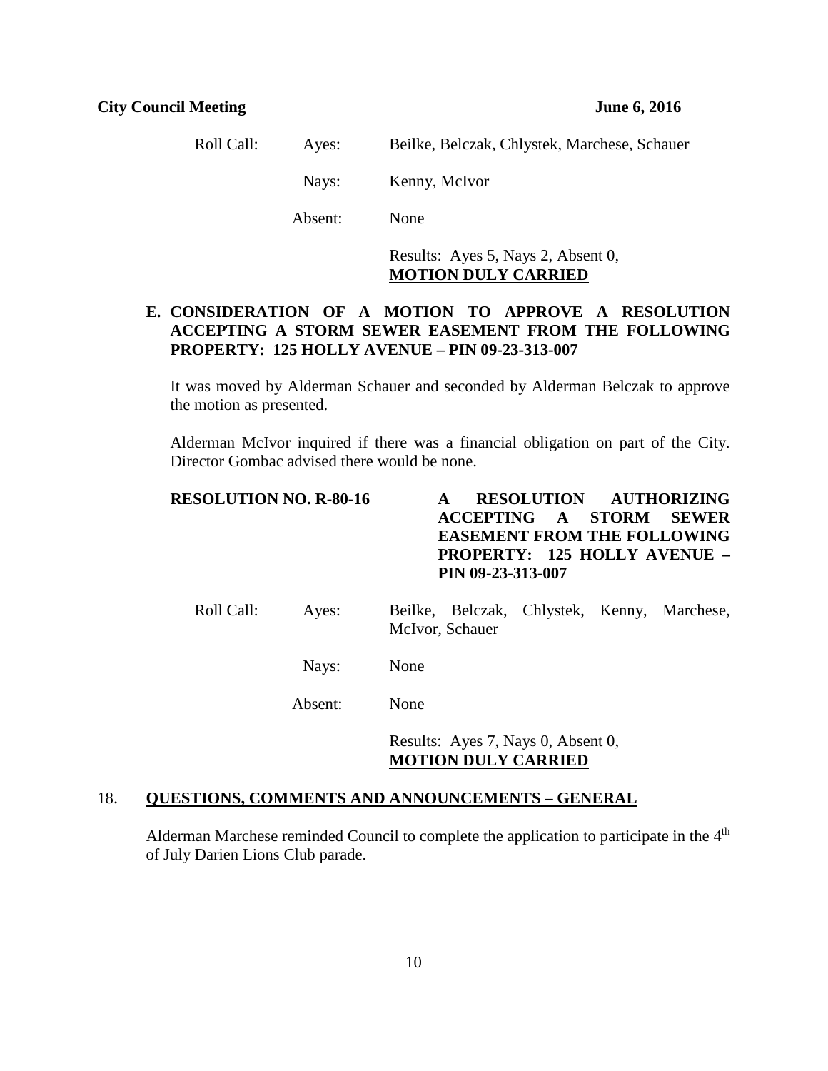Roll Call: Ayes: Beilke, Belczak, Chlystek, Marchese, Schauer

Nays: Kenny, McIvor

Absent: None

Results: Ayes 5, Nays 2, Absent 0,
**MOTION DULY CARRIED**

**E. CONSIDERATION OF A MOTION TO APPROVE A RESOLUTION ACCEPTING A STORM SEWER EASEMENT FROM THE FOLLOWING PROPERTY: 125 HOLLY AVENUE – PIN 09-23-313-007**

It was moved by Alderman Schauer and seconded by Alderman Belczak to approve the motion as presented.

Alderman McIvor inquired if there was a financial obligation on part of the City. Director Gombac advised there would be none.

**RESOLUTION NO. R-80-16** **A RESOLUTION AUTHORIZING ACCEPTING A STORM SEWER EASEMENT FROM THE FOLLOWING PROPERTY: 125 HOLLY AVENUE – PIN 09-23-313-007**

Roll Call: Ayes: Beilke, Belczak, Chlystek, Kenny, Marchese, McIvor, Schauer

Nays: None

Absent: None

Results: Ayes 7, Nays 0, Absent 0,
**MOTION DULY CARRIED**

## 18. QUESTIONS, COMMENTS AND ANNOUNCEMENTS – GENERAL

Alderman Marchese reminded Council to complete the application to participate in the 4th of July Darien Lions Club parade.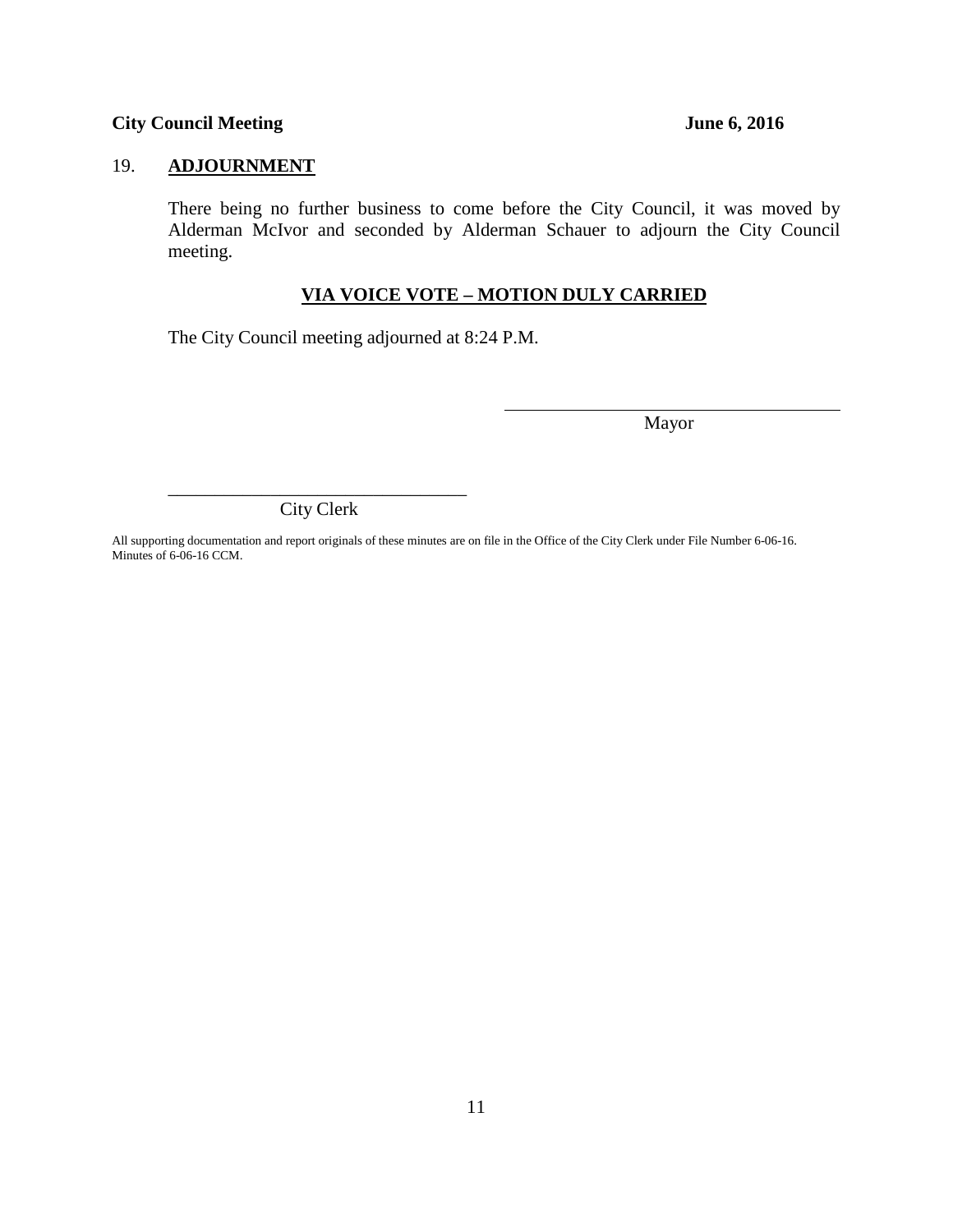## 19. ADJOURNMENT

There being no further business to come before the City Council, it was moved by Alderman McIvor and seconded by Alderman Schauer to adjourn the City Council meeting.

**VIA VOICE VOTE – MOTION DULY CARRIED**

The City Council meeting adjourned at 8:24 P.M.

\_\_\_\_\_\_\_\_\_\_\_\_\_\_\_\_\_\_\_\_\_\_\_\_\_\_\_\_\_\_\_\_\_\_\_\_\_\_\_\_

Mayor

\_\_\_\_\_\_\_\_\_\_\_\_\_\_\_\_\_\_\_\_\_\_\_\_\_\_\_\_\_\_\_\_\_\_\_\_

City Clerk

All supporting documentation and report originals of these minutes are on file in the Office of the City Clerk under File Number 6-06-16. Minutes of 6-06-16 CCM.